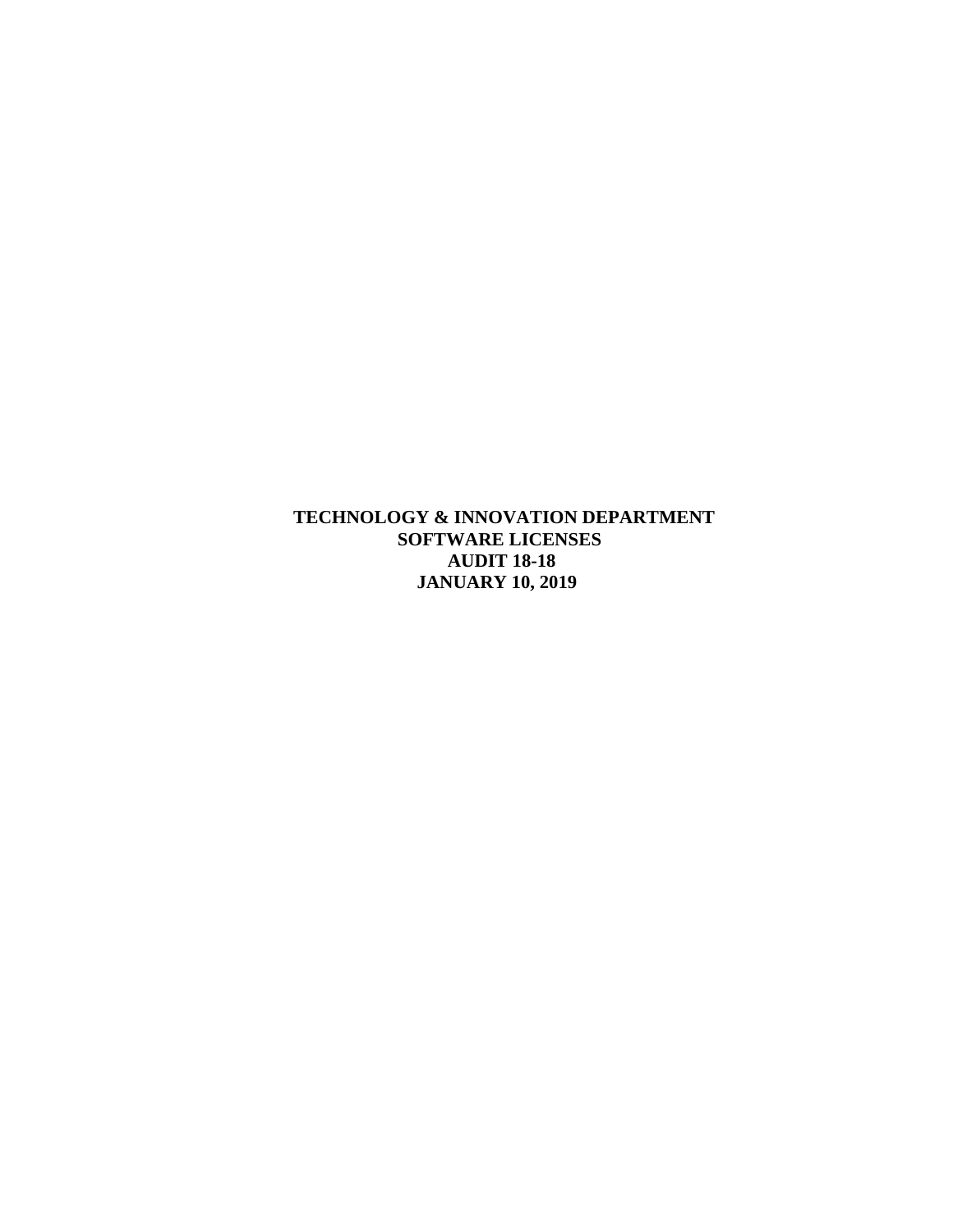# TECHNOLOGY & INNOVATION DEPARTMENT
# SOFTWARE LICENSES
# AUDIT 18-18
# JANUARY 10, 2019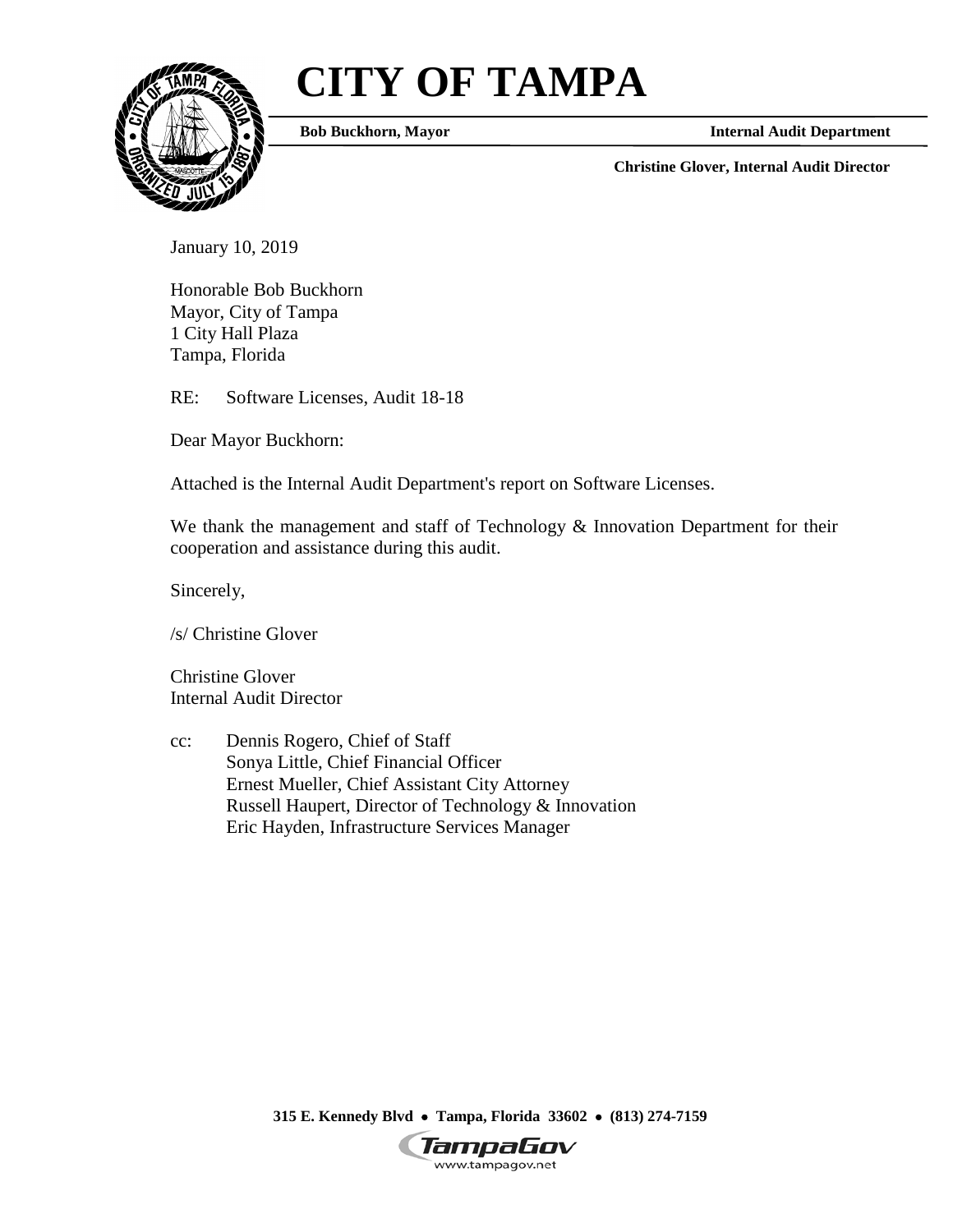# CITY OF TAMPA

**Bob Buckhorn, Mayor** | **Internal Audit Department**

**Christine Glover, Internal Audit Director**

January 10, 2019

Honorable Bob Buckhorn
Mayor, City of Tampa
1 City Hall Plaza
Tampa, Florida

RE: Software Licenses, Audit 18-18

Dear Mayor Buckhorn:

Attached is the Internal Audit Department's report on Software Licenses.

We thank the management and staff of Technology & Innovation Department for their cooperation and assistance during this audit.

Sincerely,

/s/ Christine Glover

Christine Glover
Internal Audit Director

cc: Dennis Rogero, Chief of Staff
Sonya Little, Chief Financial Officer
Ernest Mueller, Chief Assistant City Attorney
Russell Haupert, Director of Technology & Innovation
Eric Hayden, Infrastructure Services Manager

**315 E. Kennedy Blvd • Tampa, Florida 33602 • (813) 274-7159**

TampaGov
www.tampagov.net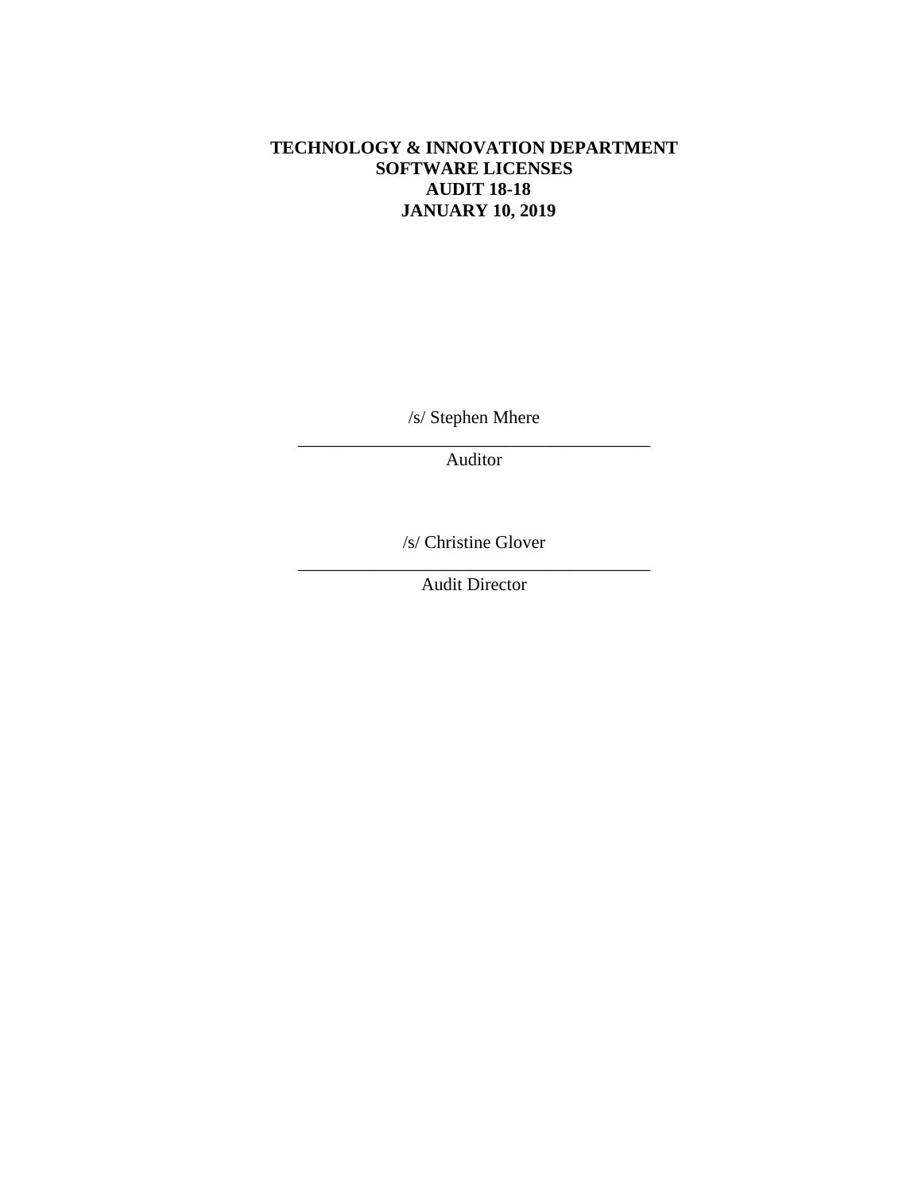**TECHNOLOGY & INNOVATION DEPARTMENT**
**SOFTWARE LICENSES**
**AUDIT 18-18**
**JANUARY 10, 2019**

/s/ Stephen Mhere

\_\_\_\_\_\_\_\_\_\_\_\_\_\_\_\_\_\_\_\_\_\_\_\_\_\_\_\_\_\_\_\_\_\_\_\_\_\_\_\_

Auditor

/s/ Christine Glover

\_\_\_\_\_\_\_\_\_\_\_\_\_\_\_\_\_\_\_\_\_\_\_\_\_\_\_\_\_\_\_\_\_\_\_\_\_\_\_\_

Audit Director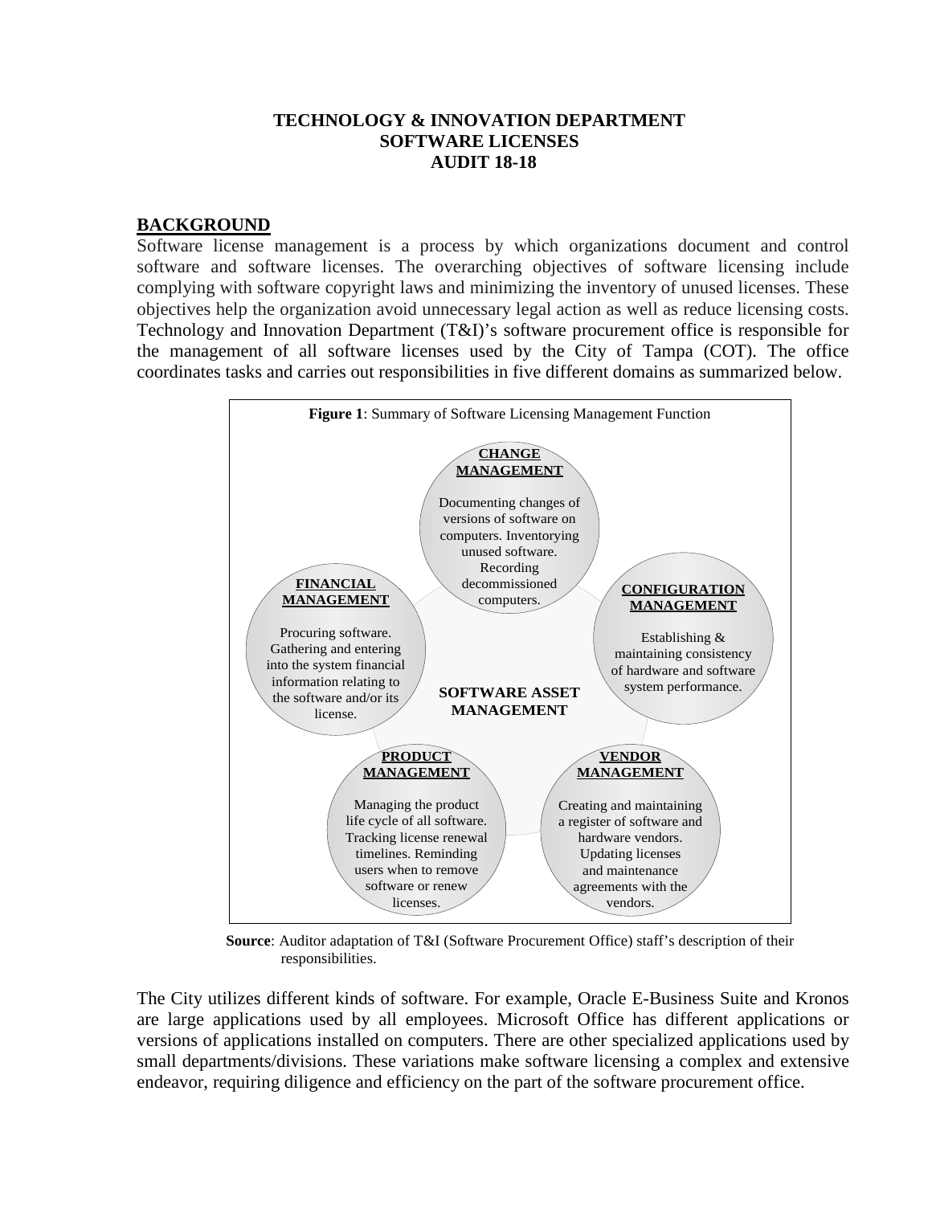**TECHNOLOGY & INNOVATION DEPARTMENT**
**SOFTWARE LICENSES**
**AUDIT 18-18**

## BACKGROUND

Software license management is a process by which organizations document and control software and software licenses. The overarching objectives of software licensing include complying with software copyright laws and minimizing the inventory of unused licenses. These objectives help the organization avoid unnecessary legal action as well as reduce licensing costs. Technology and Innovation Department (T&I)'s software procurement office is responsible for the management of all software licenses used by the City of Tampa (COT). The office coordinates tasks and carries out responsibilities in five different domains as summarized below.

**Figure 1**: Summary of Software Licensing Management Function

**SOFTWARE ASSET MANAGEMENT**

**CHANGE MANAGEMENT**

Documenting changes of versions of software on computers. Inventorying unused software. Recording decommissioned computers.

**CONFIGURATION MANAGEMENT**

Establishing & maintaining consistency of hardware and software system performance.

**VENDOR MANAGEMENT**

Creating and maintaining a register of software and hardware vendors. Updating licenses and maintenance agreements with the vendors.

**PRODUCT MANAGEMENT**

Managing the product life cycle of all software. Tracking license renewal timelines. Reminding users when to remove software or renew licenses.

**FINANCIAL MANAGEMENT**

Procuring software. Gathering and entering into the system financial information relating to the software and/or its license.

**Source**: Auditor adaptation of T&I (Software Procurement Office) staff's description of their responsibilities.

The City utilizes different kinds of software. For example, Oracle E-Business Suite and Kronos are large applications used by all employees. Microsoft Office has different applications or versions of applications installed on computers. There are other specialized applications used by small departments/divisions. These variations make software licensing a complex and extensive endeavor, requiring diligence and efficiency on the part of the software procurement office.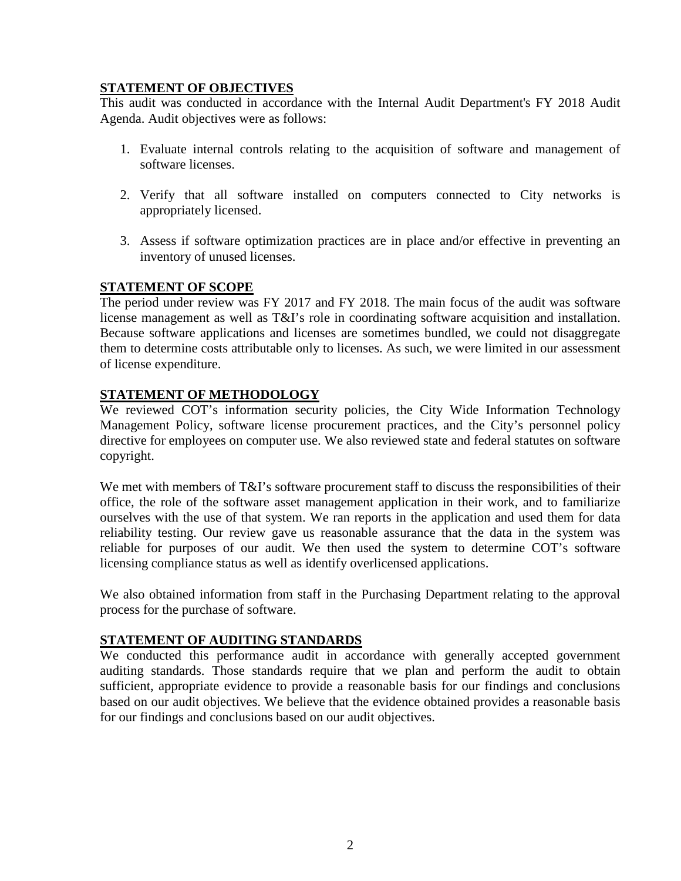## STATEMENT OF OBJECTIVES

This audit was conducted in accordance with the Internal Audit Department's FY 2018 Audit Agenda. Audit objectives were as follows:

1. Evaluate internal controls relating to the acquisition of software and management of software licenses.

2. Verify that all software installed on computers connected to City networks is appropriately licensed.

3. Assess if software optimization practices are in place and/or effective in preventing an inventory of unused licenses.

## STATEMENT OF SCOPE

The period under review was FY 2017 and FY 2018. The main focus of the audit was software license management as well as T&I's role in coordinating software acquisition and installation. Because software applications and licenses are sometimes bundled, we could not disaggregate them to determine costs attributable only to licenses. As such, we were limited in our assessment of license expenditure.

## STATEMENT OF METHODOLOGY

We reviewed COT's information security policies, the City Wide Information Technology Management Policy, software license procurement practices, and the City's personnel policy directive for employees on computer use. We also reviewed state and federal statutes on software copyright.

We met with members of T&I's software procurement staff to discuss the responsibilities of their office, the role of the software asset management application in their work, and to familiarize ourselves with the use of that system. We ran reports in the application and used them for data reliability testing. Our review gave us reasonable assurance that the data in the system was reliable for purposes of our audit. We then used the system to determine COT's software licensing compliance status as well as identify overlicensed applications.

We also obtained information from staff in the Purchasing Department relating to the approval process for the purchase of software.

## STATEMENT OF AUDITING STANDARDS

We conducted this performance audit in accordance with generally accepted government auditing standards. Those standards require that we plan and perform the audit to obtain sufficient, appropriate evidence to provide a reasonable basis for our findings and conclusions based on our audit objectives. We believe that the evidence obtained provides a reasonable basis for our findings and conclusions based on our audit objectives.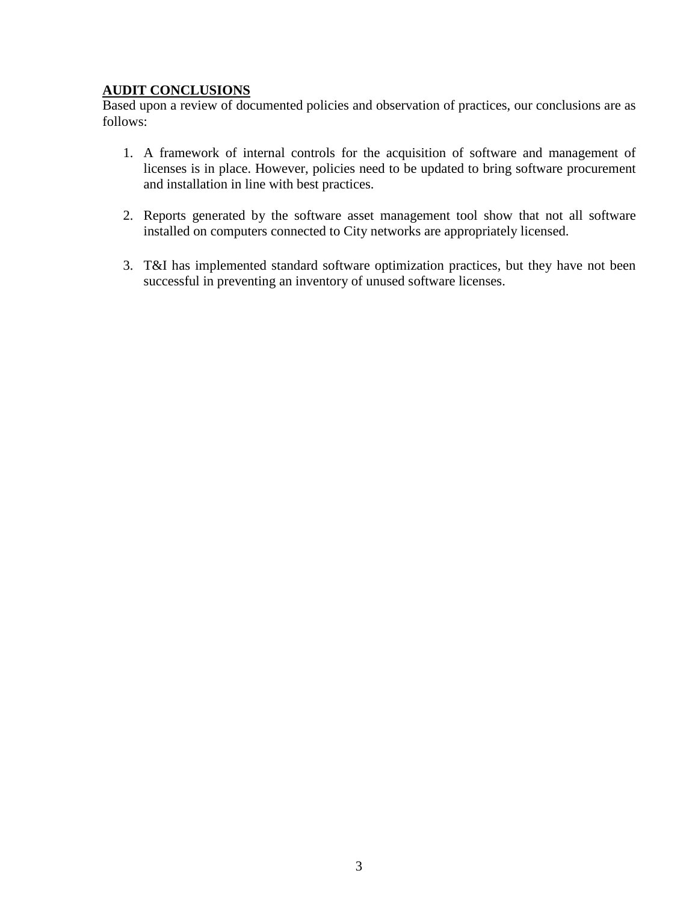## AUDIT CONCLUSIONS

Based upon a review of documented policies and observation of practices, our conclusions are as follows:

1. A framework of internal controls for the acquisition of software and management of licenses is in place. However, policies need to be updated to bring software procurement and installation in line with best practices.

2. Reports generated by the software asset management tool show that not all software installed on computers connected to City networks are appropriately licensed.

3. T&I has implemented standard software optimization practices, but they have not been successful in preventing an inventory of unused software licenses.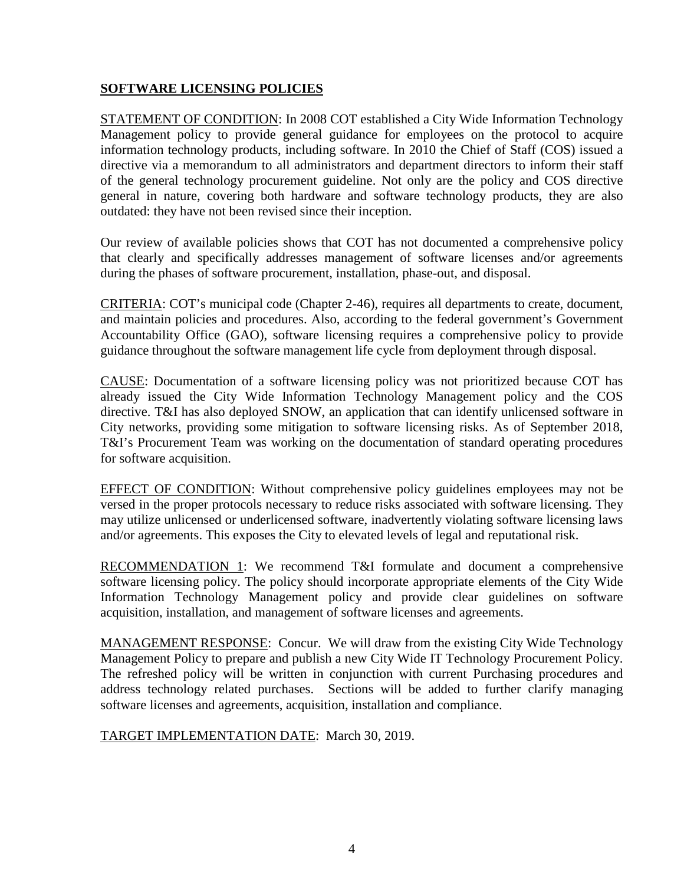## **SOFTWARE LICENSING POLICIES**

STATEMENT OF CONDITION: In 2008 COT established a City Wide Information Technology Management policy to provide general guidance for employees on the protocol to acquire information technology products, including software. In 2010 the Chief of Staff (COS) issued a directive via a memorandum to all administrators and department directors to inform their staff of the general technology procurement guideline. Not only are the policy and COS directive general in nature, covering both hardware and software technology products, they are also outdated: they have not been revised since their inception.

Our review of available policies shows that COT has not documented a comprehensive policy that clearly and specifically addresses management of software licenses and/or agreements during the phases of software procurement, installation, phase-out, and disposal.

CRITERIA: COT's municipal code (Chapter 2-46), requires all departments to create, document, and maintain policies and procedures. Also, according to the federal government's Government Accountability Office (GAO), software licensing requires a comprehensive policy to provide guidance throughout the software management life cycle from deployment through disposal.

CAUSE: Documentation of a software licensing policy was not prioritized because COT has already issued the City Wide Information Technology Management policy and the COS directive. T&I has also deployed SNOW, an application that can identify unlicensed software in City networks, providing some mitigation to software licensing risks. As of September 2018, T&I's Procurement Team was working on the documentation of standard operating procedures for software acquisition.

EFFECT OF CONDITION: Without comprehensive policy guidelines employees may not be versed in the proper protocols necessary to reduce risks associated with software licensing. They may utilize unlicensed or underlicensed software, inadvertently violating software licensing laws and/or agreements. This exposes the City to elevated levels of legal and reputational risk.

RECOMMENDATION 1: We recommend T&I formulate and document a comprehensive software licensing policy. The policy should incorporate appropriate elements of the City Wide Information Technology Management policy and provide clear guidelines on software acquisition, installation, and management of software licenses and agreements.

MANAGEMENT RESPONSE: Concur. We will draw from the existing City Wide Technology Management Policy to prepare and publish a new City Wide IT Technology Procurement Policy. The refreshed policy will be written in conjunction with current Purchasing procedures and address technology related purchases. Sections will be added to further clarify managing software licenses and agreements, acquisition, installation and compliance.

TARGET IMPLEMENTATION DATE: March 30, 2019.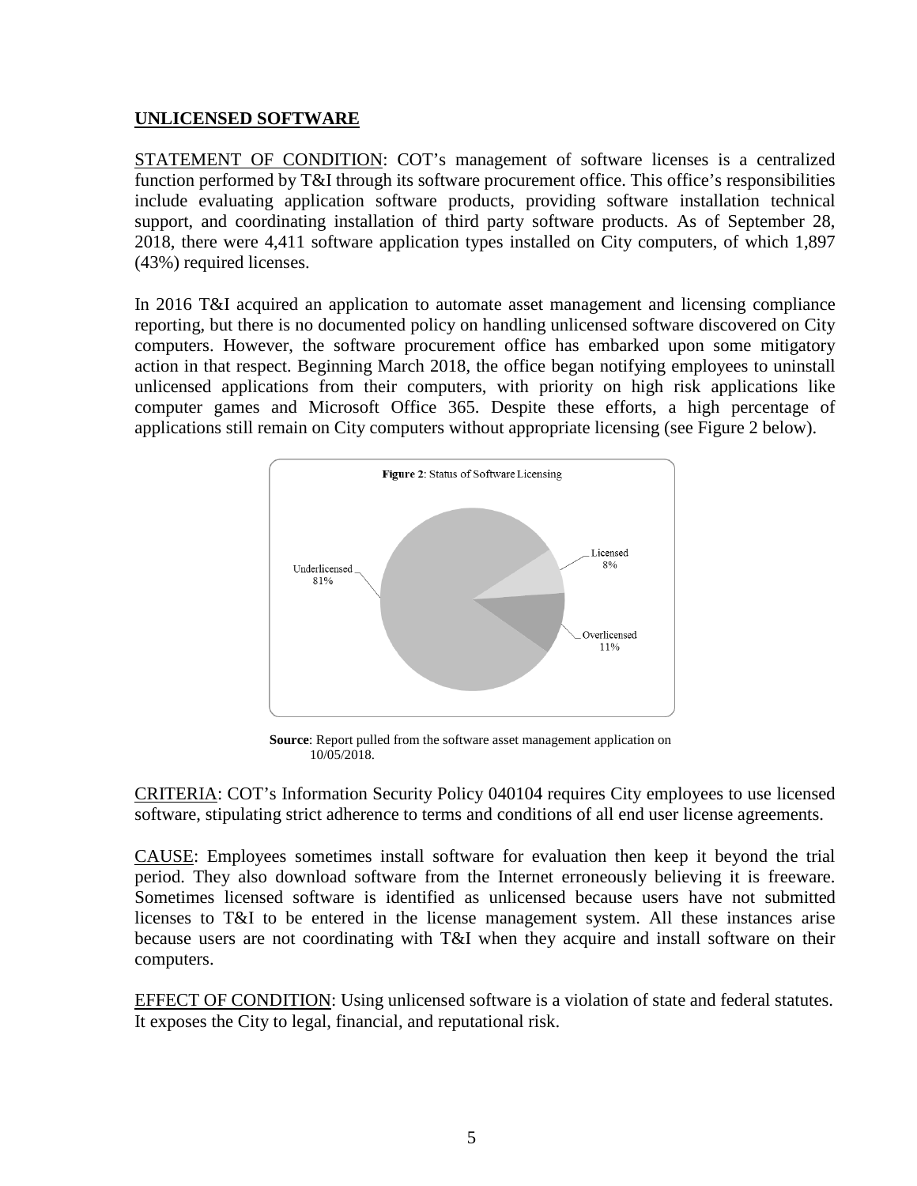## UNLICENSED SOFTWARE

STATEMENT OF CONDITION: COT's management of software licenses is a centralized function performed by T&I through its software procurement office. This office's responsibilities include evaluating application software products, providing software installation technical support, and coordinating installation of third party software products. As of September 28, 2018, there were 4,411 software application types installed on City computers, of which 1,897 (43%) required licenses.

In 2016 T&I acquired an application to automate asset management and licensing compliance reporting, but there is no documented policy on handling unlicensed software discovered on City computers. However, the software procurement office has embarked upon some mitigatory action in that respect. Beginning March 2018, the office began notifying employees to uninstall unlicensed applications from their computers, with priority on high risk applications like computer games and Microsoft Office 365. Despite these efforts, a high percentage of applications still remain on City computers without appropriate licensing (see Figure 2 below).

**Figure 2**: Status of Software Licensing

| Status | Percentage |
|---|---|
| Underlicensed | 81% |
| Licensed | 8% |
| Overlicensed | 11% |

**Source**: Report pulled from the software asset management application on 10/05/2018.

CRITERIA: COT's Information Security Policy 040104 requires City employees to use licensed software, stipulating strict adherence to terms and conditions of all end user license agreements.

CAUSE: Employees sometimes install software for evaluation then keep it beyond the trial period. They also download software from the Internet erroneously believing it is freeware. Sometimes licensed software is identified as unlicensed because users have not submitted licenses to T&I to be entered in the license management system. All these instances arise because users are not coordinating with T&I when they acquire and install software on their computers.

EFFECT OF CONDITION: Using unlicensed software is a violation of state and federal statutes. It exposes the City to legal, financial, and reputational risk.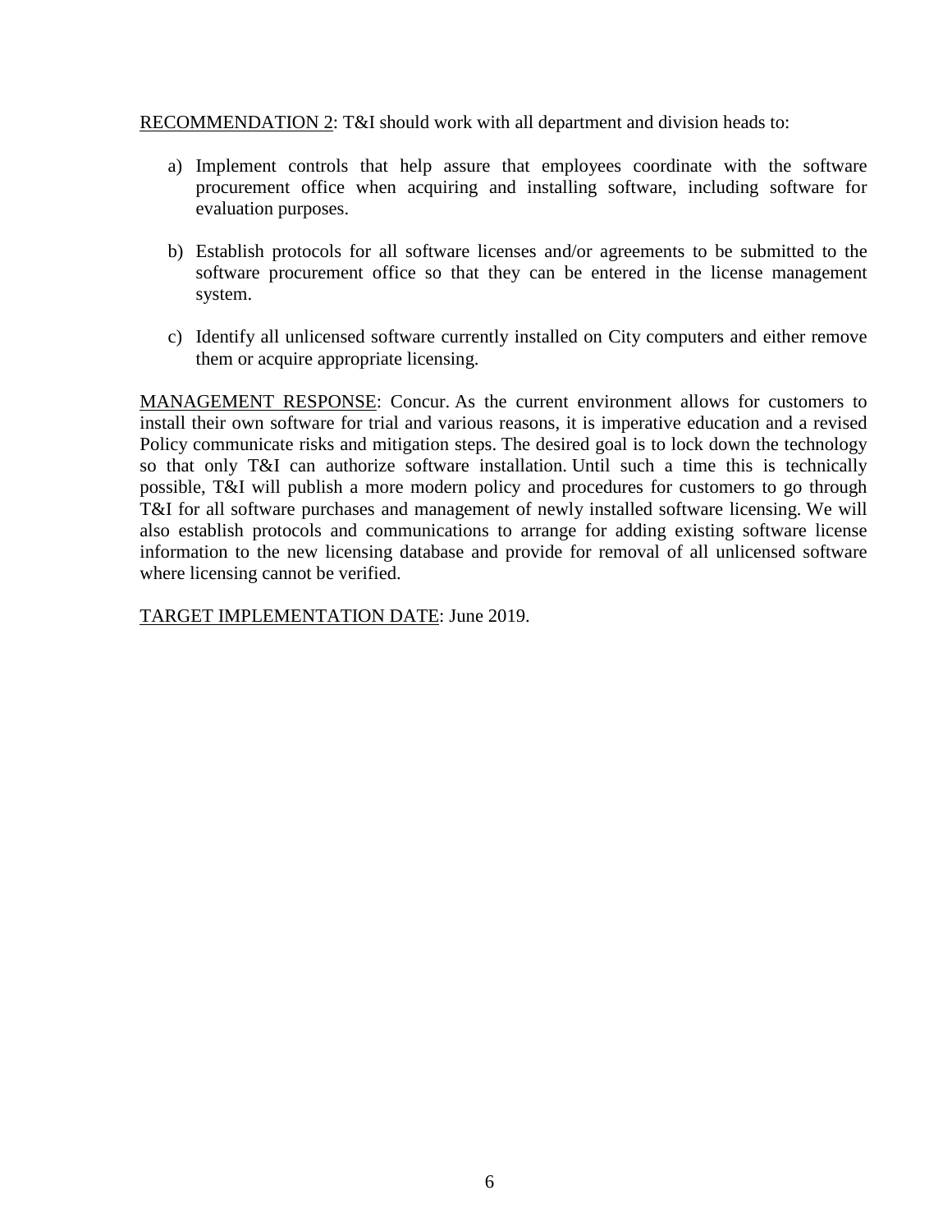RECOMMENDATION 2: T&I should work with all department and division heads to:

a) Implement controls that help assure that employees coordinate with the software procurement office when acquiring and installing software, including software for evaluation purposes.

b) Establish protocols for all software licenses and/or agreements to be submitted to the software procurement office so that they can be entered in the license management system.

c) Identify all unlicensed software currently installed on City computers and either remove them or acquire appropriate licensing.

MANAGEMENT RESPONSE: Concur. As the current environment allows for customers to install their own software for trial and various reasons, it is imperative education and a revised Policy communicate risks and mitigation steps. The desired goal is to lock down the technology so that only T&I can authorize software installation. Until such a time this is technically possible, T&I will publish a more modern policy and procedures for customers to go through T&I for all software purchases and management of newly installed software licensing. We will also establish protocols and communications to arrange for adding existing software license information to the new licensing database and provide for removal of all unlicensed software where licensing cannot be verified.

TARGET IMPLEMENTATION DATE: June 2019.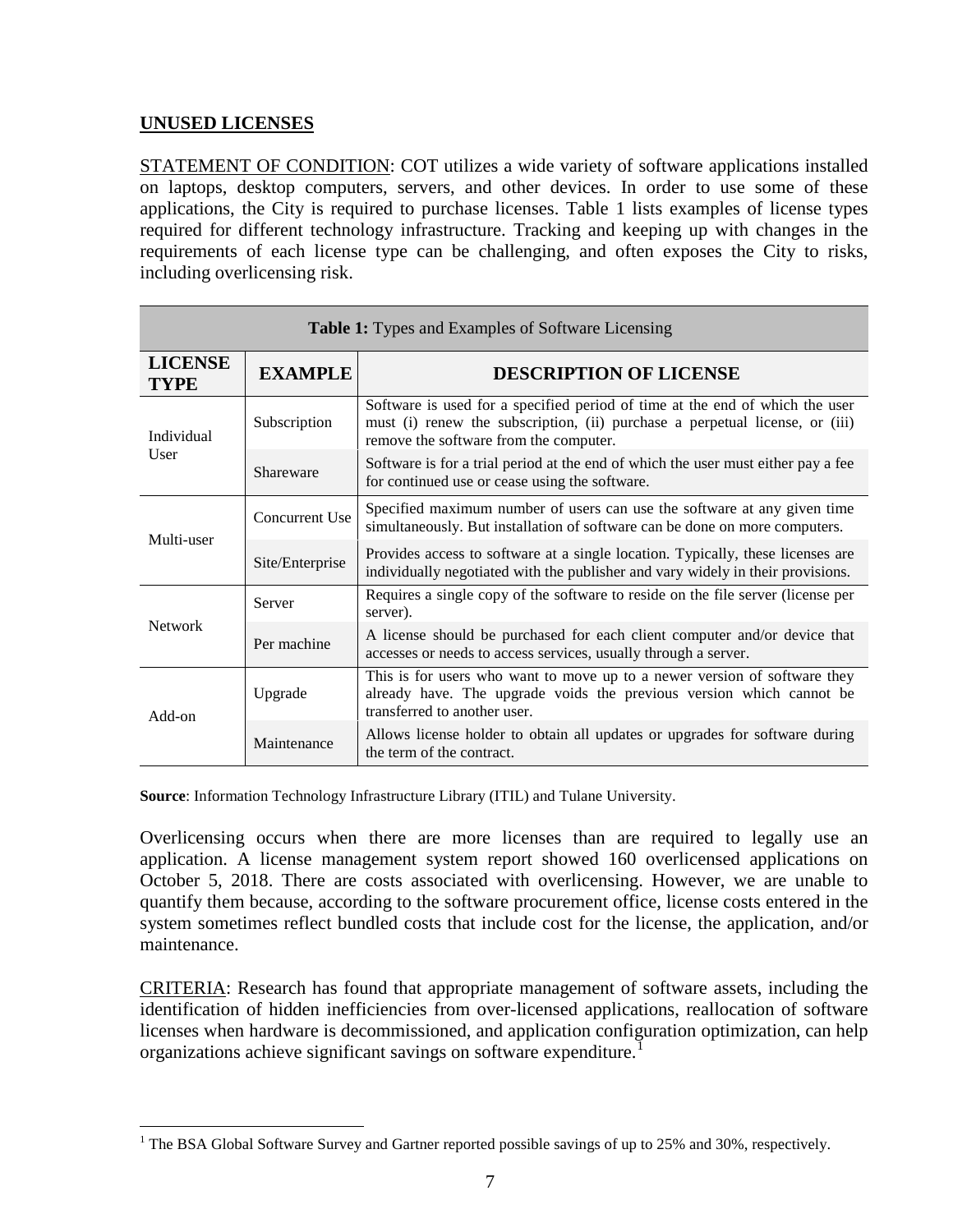## UNUSED LICENSES

STATEMENT OF CONDITION: COT utilizes a wide variety of software applications installed on laptops, desktop computers, servers, and other devices. In order to use some of these applications, the City is required to purchase licenses. Table 1 lists examples of license types required for different technology infrastructure. Tracking and keeping up with changes in the requirements of each license type can be challenging, and often exposes the City to risks, including overlicensing risk.

**Table 1:** Types and Examples of Software Licensing

| LICENSE TYPE | EXAMPLE | DESCRIPTION OF LICENSE |
|---|---|---|
| Individual User | Subscription | Software is used for a specified period of time at the end of which the user must (i) renew the subscription, (ii) purchase a perpetual license, or (iii) remove the software from the computer. |
| | Shareware | Software is for a trial period at the end of which the user must either pay a fee for continued use or cease using the software. |
| Multi-user | Concurrent Use | Specified maximum number of users can use the software at any given time simultaneously. But installation of software can be done on more computers. |
| | Site/Enterprise | Provides access to software at a single location. Typically, these licenses are individually negotiated with the publisher and vary widely in their provisions. |
| Network | Server | Requires a single copy of the software to reside on the file server (license per server). |
| | Per machine | A license should be purchased for each client computer and/or device that accesses or needs to access services, usually through a server. |
| Add-on | Upgrade | This is for users who want to move up to a newer version of software they already have. The upgrade voids the previous version which cannot be transferred to another user. |
| | Maintenance | Allows license holder to obtain all updates or upgrades for software during the term of the contract. |

**Source**: Information Technology Infrastructure Library (ITIL) and Tulane University.

Overlicensing occurs when there are more licenses than are required to legally use an application. A license management system report showed 160 overlicensed applications on October 5, 2018. There are costs associated with overlicensing. However, we are unable to quantify them because, according to the software procurement office, license costs entered in the system sometimes reflect bundled costs that include cost for the license, the application, and/or maintenance.

CRITERIA: Research has found that appropriate management of software assets, including the identification of hidden inefficiencies from over-licensed applications, reallocation of software licenses when hardware is decommissioned, and application configuration optimization, can help organizations achieve significant savings on software expenditure.[1]

[1] The BSA Global Software Survey and Gartner reported possible savings of up to 25% and 30%, respectively.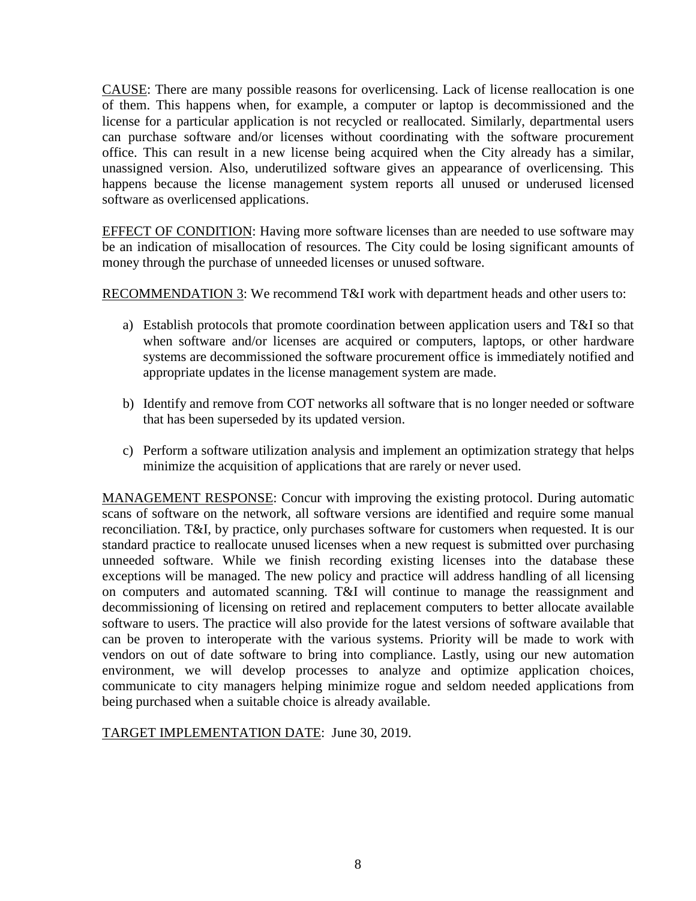CAUSE: There are many possible reasons for overlicensing. Lack of license reallocation is one of them. This happens when, for example, a computer or laptop is decommissioned and the license for a particular application is not recycled or reallocated. Similarly, departmental users can purchase software and/or licenses without coordinating with the software procurement office. This can result in a new license being acquired when the City already has a similar, unassigned version. Also, underutilized software gives an appearance of overlicensing. This happens because the license management system reports all unused or underused licensed software as overlicensed applications.

EFFECT OF CONDITION: Having more software licenses than are needed to use software may be an indication of misallocation of resources. The City could be losing significant amounts of money through the purchase of unneeded licenses or unused software.

RECOMMENDATION 3: We recommend T&I work with department heads and other users to:

a) Establish protocols that promote coordination between application users and T&I so that when software and/or licenses are acquired or computers, laptops, or other hardware systems are decommissioned the software procurement office is immediately notified and appropriate updates in the license management system are made.

b) Identify and remove from COT networks all software that is no longer needed or software that has been superseded by its updated version.

c) Perform a software utilization analysis and implement an optimization strategy that helps minimize the acquisition of applications that are rarely or never used.

MANAGEMENT RESPONSE: Concur with improving the existing protocol. During automatic scans of software on the network, all software versions are identified and require some manual reconciliation. T&I, by practice, only purchases software for customers when requested. It is our standard practice to reallocate unused licenses when a new request is submitted over purchasing unneeded software. While we finish recording existing licenses into the database these exceptions will be managed. The new policy and practice will address handling of all licensing on computers and automated scanning. T&I will continue to manage the reassignment and decommissioning of licensing on retired and replacement computers to better allocate available software to users. The practice will also provide for the latest versions of software available that can be proven to interoperate with the various systems. Priority will be made to work with vendors on out of date software to bring into compliance. Lastly, using our new automation environment, we will develop processes to analyze and optimize application choices, communicate to city managers helping minimize rogue and seldom needed applications from being purchased when a suitable choice is already available.

TARGET IMPLEMENTATION DATE: June 30, 2019.